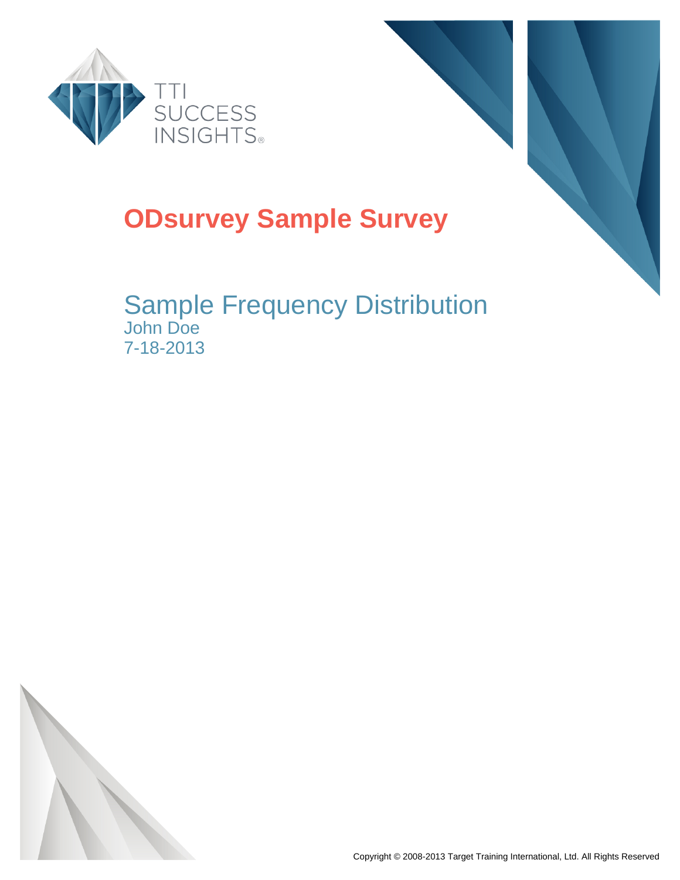TTI SUCCESS INSIGHTS®

# ODsurvey Sample Survey

## Sample Frequency Distribution

John Doe

7-18-2013

Copyright © 2008-2013 Target Training International, Ltd. All Rights Reserved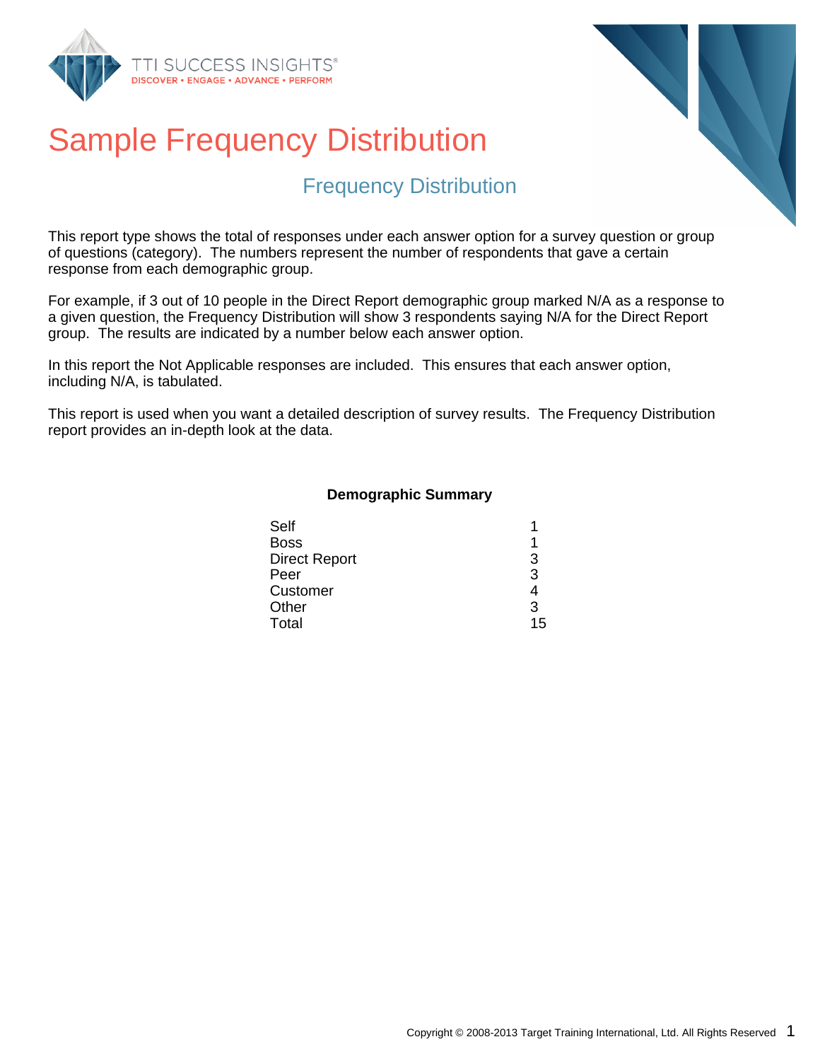# Sample Frequency Distribution

## Frequency Distribution

This report type shows the total of responses under each answer option for a survey question or group of questions (category). The numbers represent the number of respondents that gave a certain response from each demographic group.

For example, if 3 out of 10 people in the Direct Report demographic group marked N/A as a response to a given question, the Frequency Distribution will show 3 respondents saying N/A for the Direct Report group. The results are indicated by a number below each answer option.

In this report the Not Applicable responses are included. This ensures that each answer option, including N/A, is tabulated.

This report is used when you want a detailed description of survey results. The Frequency Distribution report provides an in-depth look at the data.

**Demographic Summary**

| | |
|---|---|
| Self | 1 |
| Boss | 1 |
| Direct Report | 3 |
| Peer | 3 |
| Customer | 4 |
| Other | 3 |
| Total | 15 |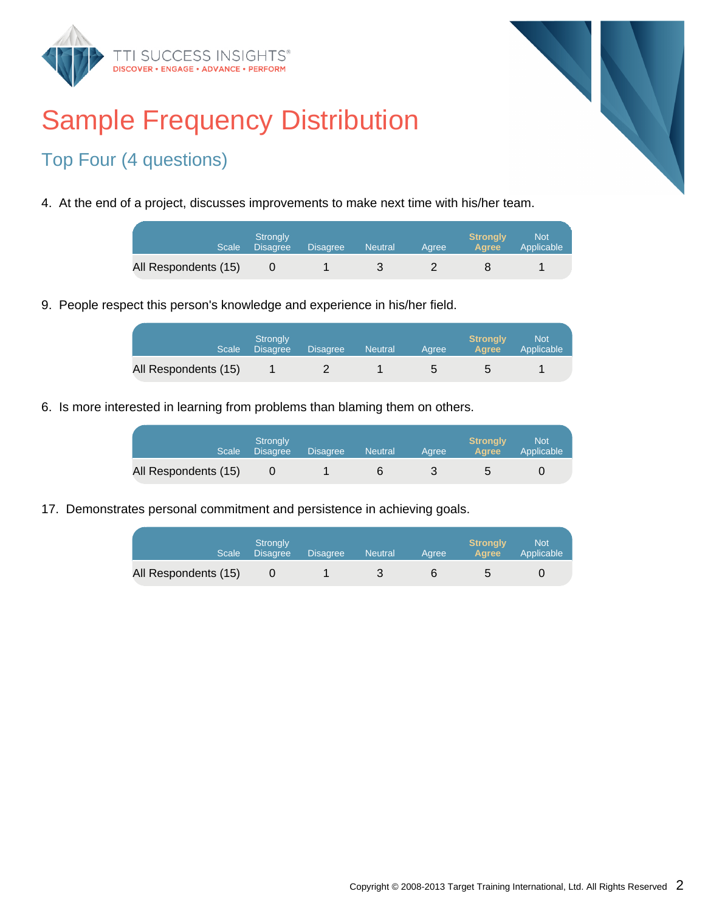# Sample Frequency Distribution

## Top Four (4 questions)

4. At the end of a project, discusses improvements to make next time with his/her team.

| Scale | Strongly Disagree | Disagree | Neutral | Agree | Strongly Agree | Not Applicable |
|---|---|---|---|---|---|---|
| All Respondents (15) | 0 | 1 | 3 | 2 | 8 | 1 |

9. People respect this person's knowledge and experience in his/her field.

| Scale | Strongly Disagree | Disagree | Neutral | Agree | Strongly Agree | Not Applicable |
|---|---|---|---|---|---|---|
| All Respondents (15) | 1 | 2 | 1 | 5 | 5 | 1 |

6. Is more interested in learning from problems than blaming them on others.

| Scale | Strongly Disagree | Disagree | Neutral | Agree | Strongly Agree | Not Applicable |
|---|---|---|---|---|---|---|
| All Respondents (15) | 0 | 1 | 6 | 3 | 5 | 0 |

17. Demonstrates personal commitment and persistence in achieving goals.

| Scale | Strongly Disagree | Disagree | Neutral | Agree | Strongly Agree | Not Applicable |
|---|---|---|---|---|---|---|
| All Respondents (15) | 0 | 1 | 3 | 6 | 5 | 0 |

Copyright © 2008-2013 Target Training International, Ltd. All Rights Reserved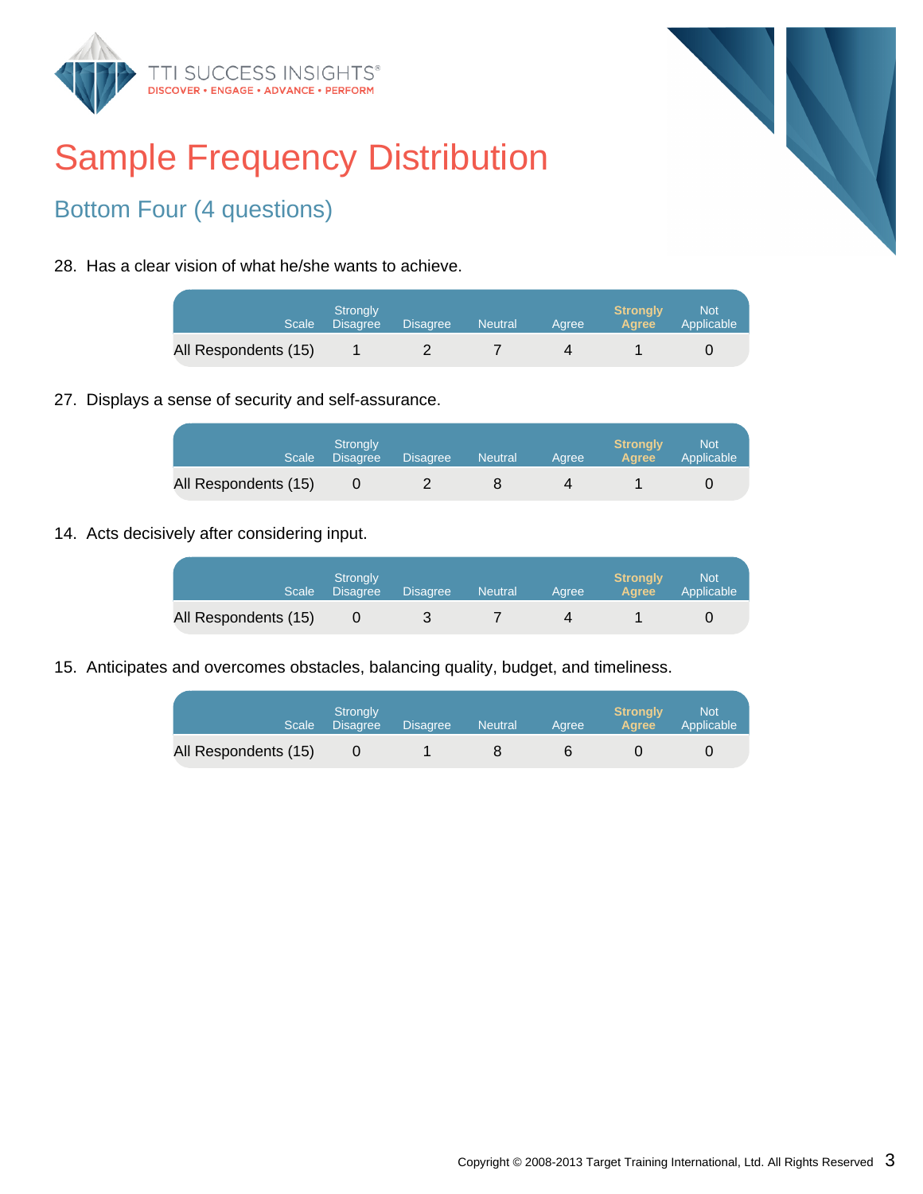# Sample Frequency Distribution

## Bottom Four (4 questions)

28. Has a clear vision of what he/she wants to achieve.

| Scale | Strongly Disagree | Disagree | Neutral | Agree | Strongly Agree | Not Applicable |
|---|---|---|---|---|---|---|
| All Respondents (15) | 1 | 2 | 7 | 4 | 1 | 0 |

27. Displays a sense of security and self-assurance.

| Scale | Strongly Disagree | Disagree | Neutral | Agree | Strongly Agree | Not Applicable |
|---|---|---|---|---|---|---|
| All Respondents (15) | 0 | 2 | 8 | 4 | 1 | 0 |

14. Acts decisively after considering input.

| Scale | Strongly Disagree | Disagree | Neutral | Agree | Strongly Agree | Not Applicable |
|---|---|---|---|---|---|---|
| All Respondents (15) | 0 | 3 | 7 | 4 | 1 | 0 |

15. Anticipates and overcomes obstacles, balancing quality, budget, and timeliness.

| Scale | Strongly Disagree | Disagree | Neutral | Agree | Strongly Agree | Not Applicable |
|---|---|---|---|---|---|---|
| All Respondents (15) | 0 | 1 | 8 | 6 | 0 | 0 |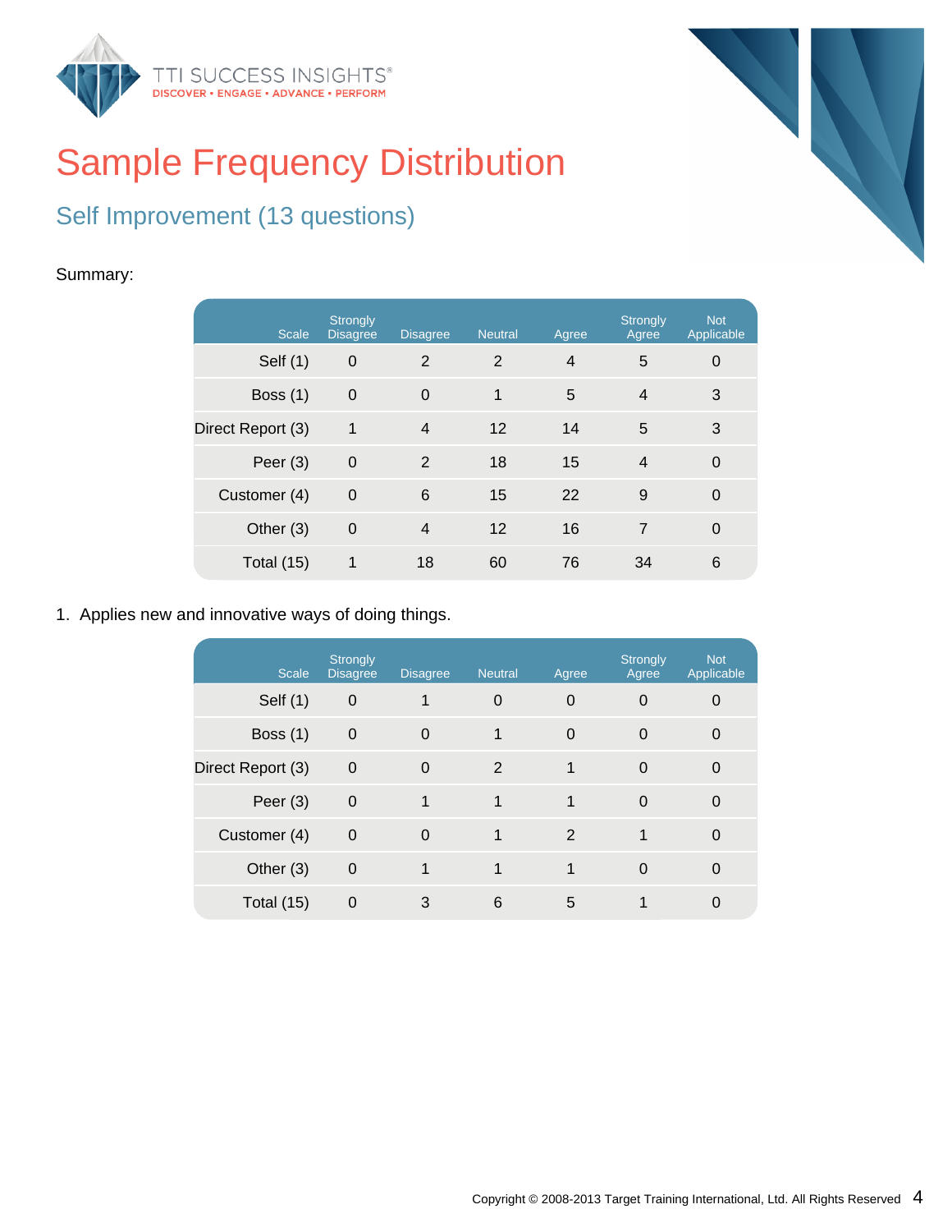# Sample Frequency Distribution

## Self Improvement (13 questions)

Summary:

| Scale | Strongly Disagree | Disagree | Neutral | Agree | Strongly Agree | Not Applicable |
|---|---|---|---|---|---|---|
| Self (1) | 0 | 2 | 2 | 4 | 5 | 0 |
| Boss (1) | 0 | 0 | 1 | 5 | 4 | 3 |
| Direct Report (3) | 1 | 4 | 12 | 14 | 5 | 3 |
| Peer (3) | 0 | 2 | 18 | 15 | 4 | 0 |
| Customer (4) | 0 | 6 | 15 | 22 | 9 | 0 |
| Other (3) | 0 | 4 | 12 | 16 | 7 | 0 |
| Total (15) | 1 | 18 | 60 | 76 | 34 | 6 |

1. Applies new and innovative ways of doing things.

| Scale | Strongly Disagree | Disagree | Neutral | Agree | Strongly Agree | Not Applicable |
|---|---|---|---|---|---|---|
| Self (1) | 0 | 1 | 0 | 0 | 0 | 0 |
| Boss (1) | 0 | 0 | 1 | 0 | 0 | 0 |
| Direct Report (3) | 0 | 0 | 2 | 1 | 0 | 0 |
| Peer (3) | 0 | 1 | 1 | 1 | 0 | 0 |
| Customer (4) | 0 | 0 | 1 | 2 | 1 | 0 |
| Other (3) | 0 | 1 | 1 | 1 | 0 | 0 |
| Total (15) | 0 | 3 | 6 | 5 | 1 | 0 |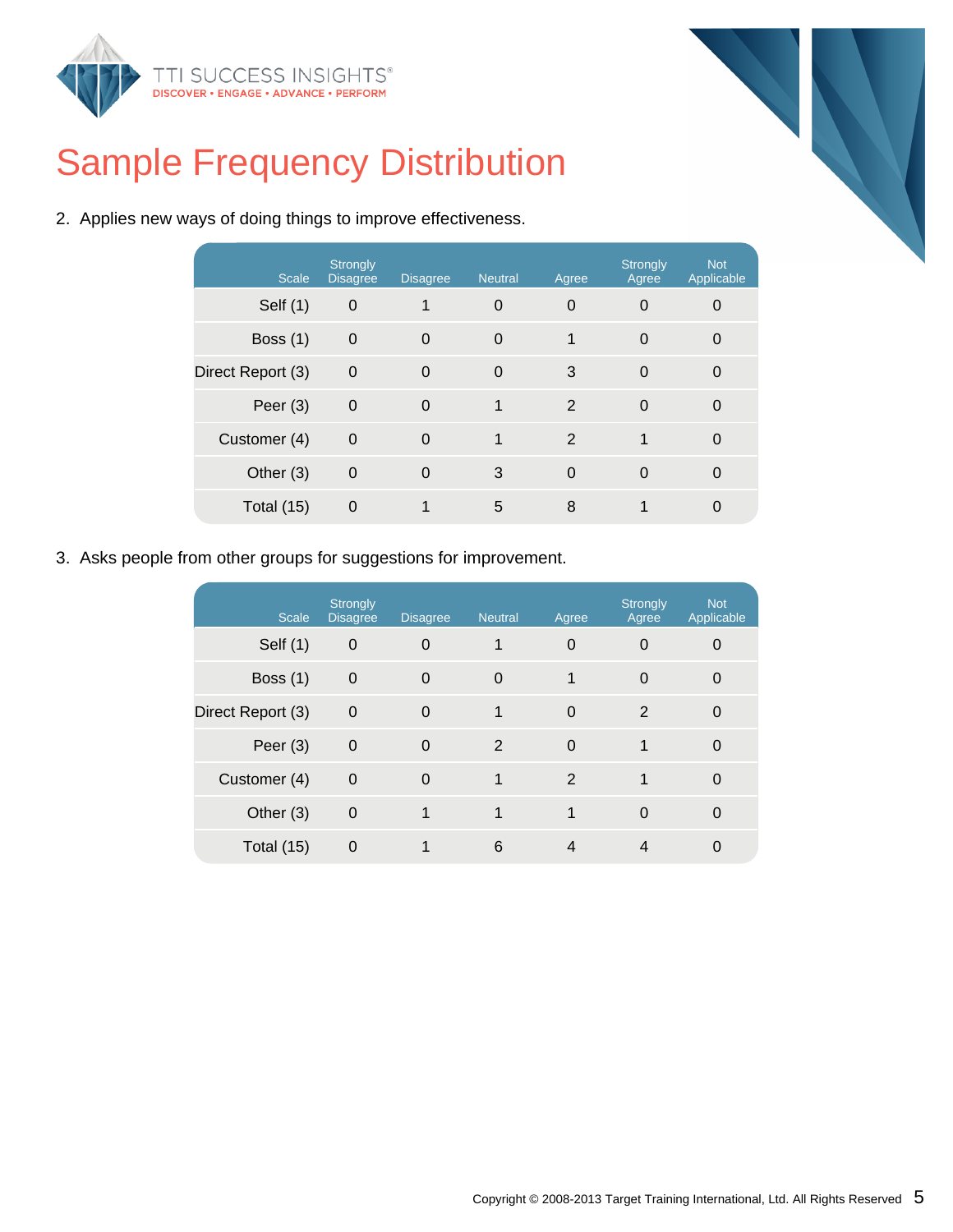# Sample Frequency Distribution

2. Applies new ways of doing things to improve effectiveness.

| Scale | Strongly Disagree | Disagree | Neutral | Agree | Strongly Agree | Not Applicable |
|---|---|---|---|---|---|---|
| Self (1) | 0 | 1 | 0 | 0 | 0 | 0 |
| Boss (1) | 0 | 0 | 0 | 1 | 0 | 0 |
| Direct Report (3) | 0 | 0 | 0 | 3 | 0 | 0 |
| Peer (3) | 0 | 0 | 1 | 2 | 0 | 0 |
| Customer (4) | 0 | 0 | 1 | 2 | 1 | 0 |
| Other (3) | 0 | 0 | 3 | 0 | 0 | 0 |
| Total (15) | 0 | 1 | 5 | 8 | 1 | 0 |

3. Asks people from other groups for suggestions for improvement.

| Scale | Strongly Disagree | Disagree | Neutral | Agree | Strongly Agree | Not Applicable |
|---|---|---|---|---|---|---|
| Self (1) | 0 | 0 | 1 | 0 | 0 | 0 |
| Boss (1) | 0 | 0 | 0 | 1 | 0 | 0 |
| Direct Report (3) | 0 | 0 | 1 | 0 | 2 | 0 |
| Peer (3) | 0 | 0 | 2 | 0 | 1 | 0 |
| Customer (4) | 0 | 0 | 1 | 2 | 1 | 0 |
| Other (3) | 0 | 1 | 1 | 1 | 0 | 0 |
| Total (15) | 0 | 1 | 6 | 4 | 4 | 0 |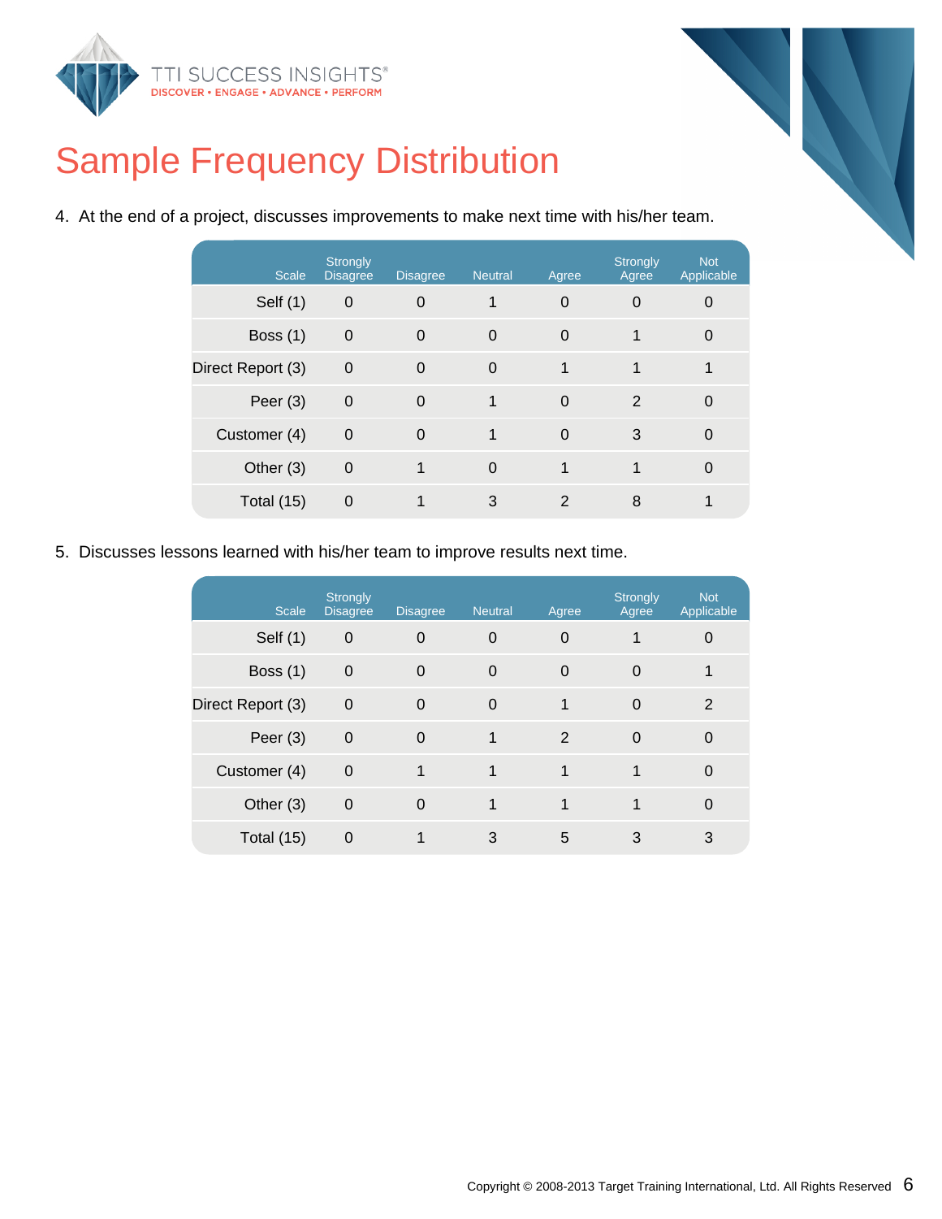# Sample Frequency Distribution

4. At the end of a project, discusses improvements to make next time with his/her team.

| Scale | Strongly Disagree | Disagree | Neutral | Agree | Strongly Agree | Not Applicable |
|---|---|---|---|---|---|---|
| Self (1) | 0 | 0 | 1 | 0 | 0 | 0 |
| Boss (1) | 0 | 0 | 0 | 0 | 1 | 0 |
| Direct Report (3) | 0 | 0 | 0 | 1 | 1 | 1 |
| Peer (3) | 0 | 0 | 1 | 0 | 2 | 0 |
| Customer (4) | 0 | 0 | 1 | 0 | 3 | 0 |
| Other (3) | 0 | 1 | 0 | 1 | 1 | 0 |
| Total (15) | 0 | 1 | 3 | 2 | 8 | 1 |

5. Discusses lessons learned with his/her team to improve results next time.

| Scale | Strongly Disagree | Disagree | Neutral | Agree | Strongly Agree | Not Applicable |
|---|---|---|---|---|---|---|
| Self (1) | 0 | 0 | 0 | 0 | 1 | 0 |
| Boss (1) | 0 | 0 | 0 | 0 | 0 | 1 |
| Direct Report (3) | 0 | 0 | 0 | 1 | 0 | 2 |
| Peer (3) | 0 | 0 | 1 | 2 | 0 | 0 |
| Customer (4) | 0 | 1 | 1 | 1 | 1 | 0 |
| Other (3) | 0 | 0 | 1 | 1 | 1 | 0 |
| Total (15) | 0 | 1 | 3 | 5 | 3 | 3 |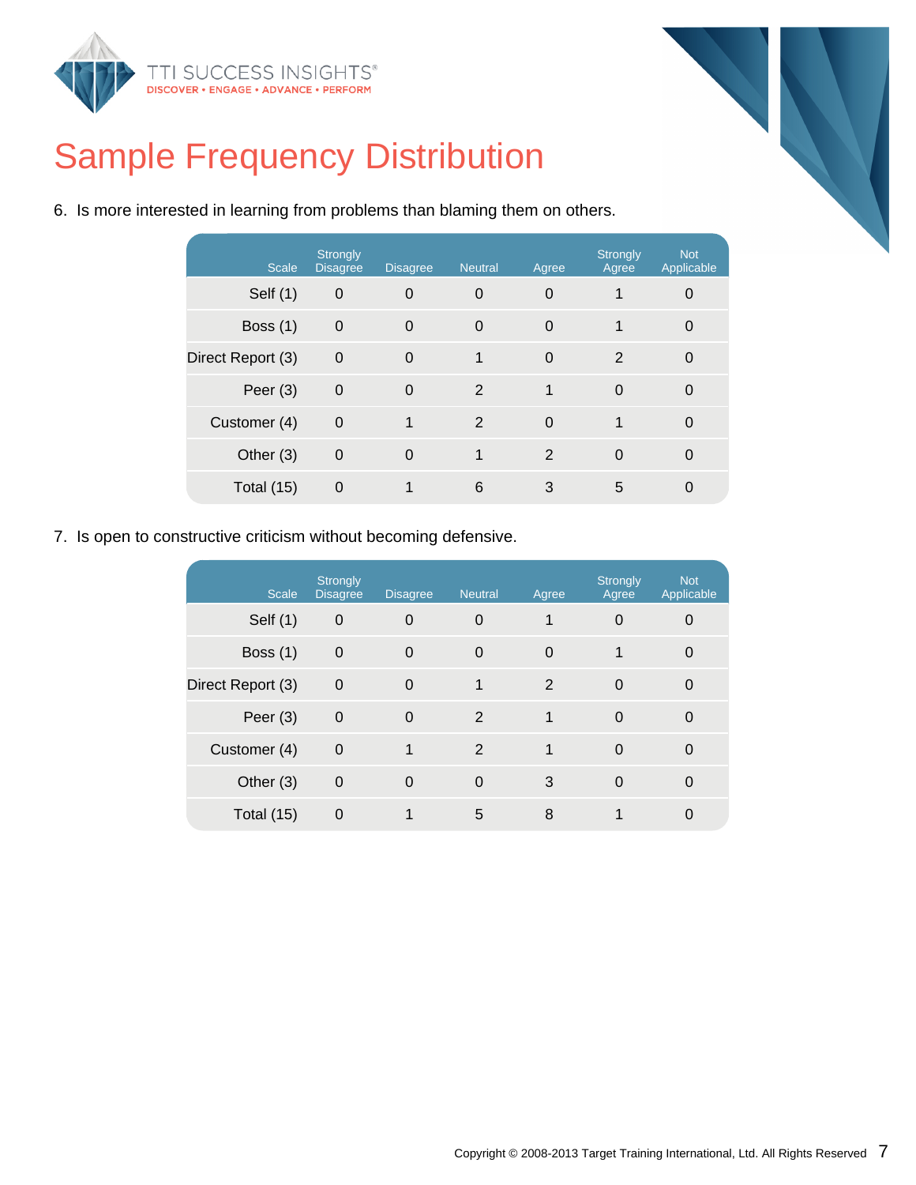# Sample Frequency Distribution

6. Is more interested in learning from problems than blaming them on others.

| Scale | Strongly Disagree | Disagree | Neutral | Agree | Strongly Agree | Not Applicable |
|---|---|---|---|---|---|---|
| Self (1) | 0 | 0 | 0 | 0 | 1 | 0 |
| Boss (1) | 0 | 0 | 0 | 0 | 1 | 0 |
| Direct Report (3) | 0 | 0 | 1 | 0 | 2 | 0 |
| Peer (3) | 0 | 0 | 2 | 1 | 0 | 0 |
| Customer (4) | 0 | 1 | 2 | 0 | 1 | 0 |
| Other (3) | 0 | 0 | 1 | 2 | 0 | 0 |
| Total (15) | 0 | 1 | 6 | 3 | 5 | 0 |

7. Is open to constructive criticism without becoming defensive.

| Scale | Strongly Disagree | Disagree | Neutral | Agree | Strongly Agree | Not Applicable |
|---|---|---|---|---|---|---|
| Self (1) | 0 | 0 | 0 | 1 | 0 | 0 |
| Boss (1) | 0 | 0 | 0 | 0 | 1 | 0 |
| Direct Report (3) | 0 | 0 | 1 | 2 | 0 | 0 |
| Peer (3) | 0 | 0 | 2 | 1 | 0 | 0 |
| Customer (4) | 0 | 1 | 2 | 1 | 0 | 0 |
| Other (3) | 0 | 0 | 0 | 3 | 0 | 0 |
| Total (15) | 0 | 1 | 5 | 8 | 1 | 0 |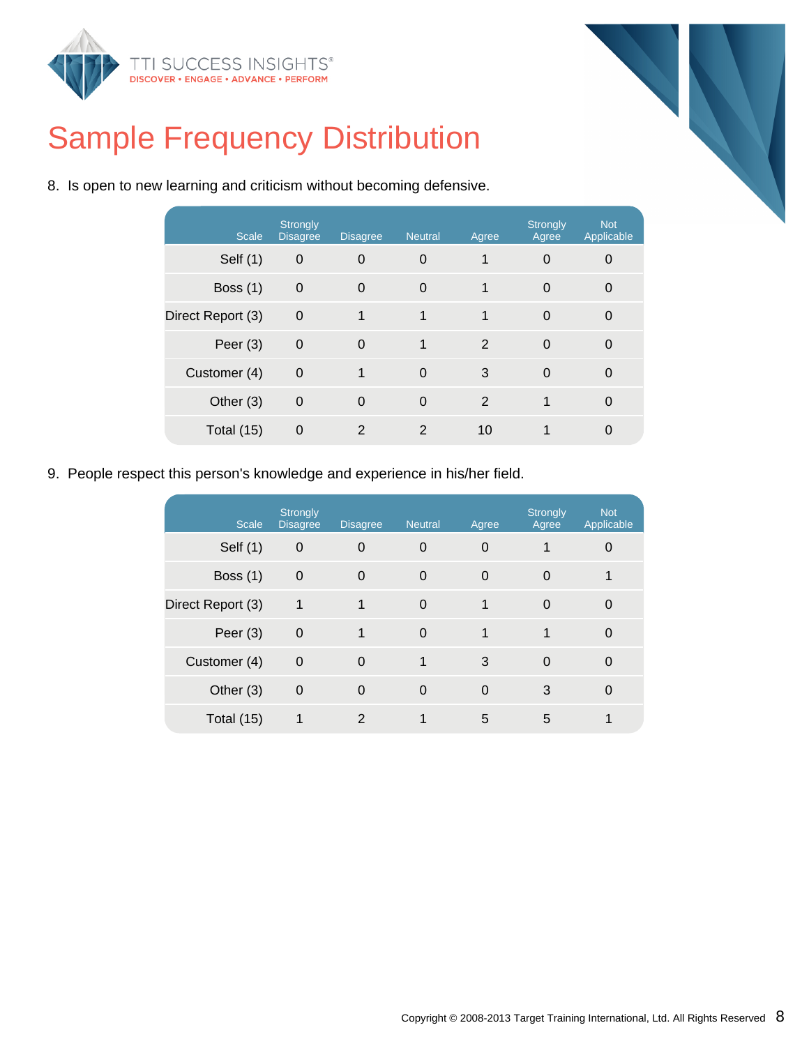# Sample Frequency Distribution

8. Is open to new learning and criticism without becoming defensive.

| Scale | Strongly Disagree | Disagree | Neutral | Agree | Strongly Agree | Not Applicable |
|---|---|---|---|---|---|---|
| Self (1) | 0 | 0 | 0 | 1 | 0 | 0 |
| Boss (1) | 0 | 0 | 0 | 1 | 0 | 0 |
| Direct Report (3) | 0 | 1 | 1 | 1 | 0 | 0 |
| Peer (3) | 0 | 0 | 1 | 2 | 0 | 0 |
| Customer (4) | 0 | 1 | 0 | 3 | 0 | 0 |
| Other (3) | 0 | 0 | 0 | 2 | 1 | 0 |
| Total (15) | 0 | 2 | 2 | 10 | 1 | 0 |

9. People respect this person's knowledge and experience in his/her field.

| Scale | Strongly Disagree | Disagree | Neutral | Agree | Strongly Agree | Not Applicable |
|---|---|---|---|---|---|---|
| Self (1) | 0 | 0 | 0 | 0 | 1 | 0 |
| Boss (1) | 0 | 0 | 0 | 0 | 0 | 1 |
| Direct Report (3) | 1 | 1 | 0 | 1 | 0 | 0 |
| Peer (3) | 0 | 1 | 0 | 1 | 1 | 0 |
| Customer (4) | 0 | 0 | 1 | 3 | 0 | 0 |
| Other (3) | 0 | 0 | 0 | 0 | 3 | 0 |
| Total (15) | 1 | 2 | 1 | 5 | 5 | 1 |

Copyright © 2008-2013 Target Training International, Ltd. All Rights Reserved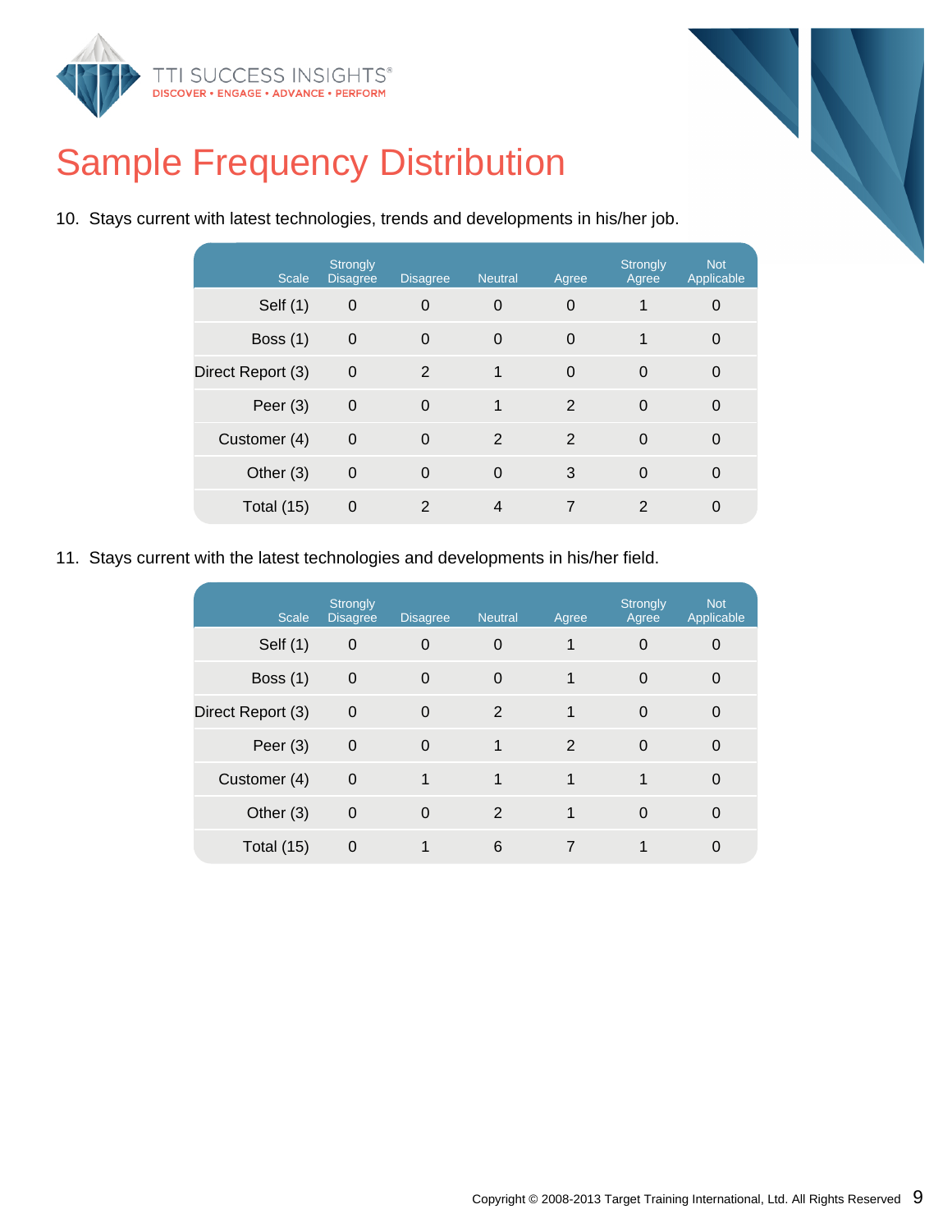# Sample Frequency Distribution

10. Stays current with latest technologies, trends and developments in his/her job.

| Scale | Strongly Disagree | Disagree | Neutral | Agree | Strongly Agree | Not Applicable |
|---|---|---|---|---|---|---|
| Self (1) | 0 | 0 | 0 | 0 | 1 | 0 |
| Boss (1) | 0 | 0 | 0 | 0 | 1 | 0 |
| Direct Report (3) | 0 | 2 | 1 | 0 | 0 | 0 |
| Peer (3) | 0 | 0 | 1 | 2 | 0 | 0 |
| Customer (4) | 0 | 0 | 2 | 2 | 0 | 0 |
| Other (3) | 0 | 0 | 0 | 3 | 0 | 0 |
| Total (15) | 0 | 2 | 4 | 7 | 2 | 0 |

11. Stays current with the latest technologies and developments in his/her field.

| Scale | Strongly Disagree | Disagree | Neutral | Agree | Strongly Agree | Not Applicable |
|---|---|---|---|---|---|---|
| Self (1) | 0 | 0 | 0 | 1 | 0 | 0 |
| Boss (1) | 0 | 0 | 0 | 1 | 0 | 0 |
| Direct Report (3) | 0 | 0 | 2 | 1 | 0 | 0 |
| Peer (3) | 0 | 0 | 1 | 2 | 0 | 0 |
| Customer (4) | 0 | 1 | 1 | 1 | 1 | 0 |
| Other (3) | 0 | 0 | 2 | 1 | 0 | 0 |
| Total (15) | 0 | 1 | 6 | 7 | 1 | 0 |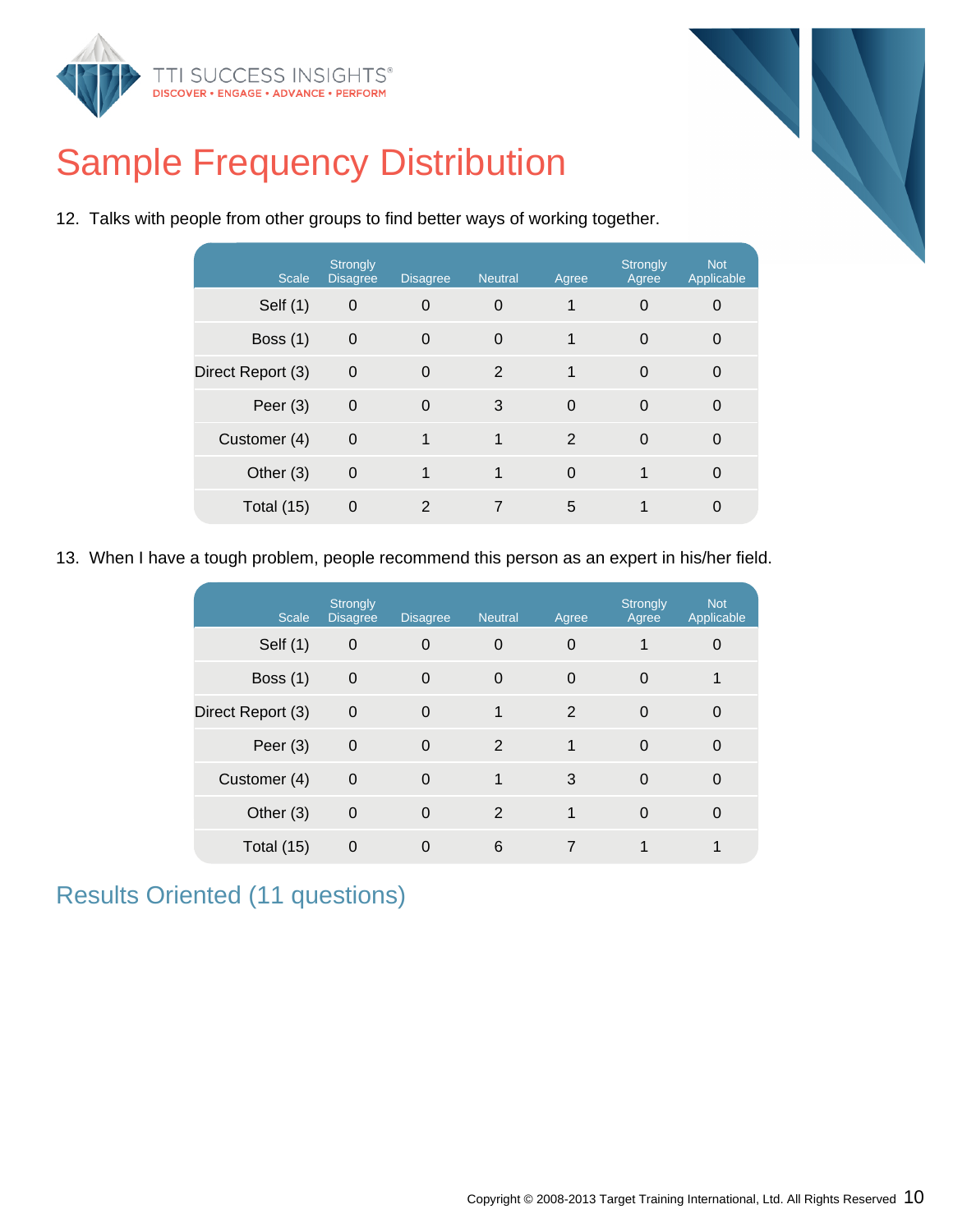# Sample Frequency Distribution

12. Talks with people from other groups to find better ways of working together.

| Scale | Strongly Disagree | Disagree | Neutral | Agree | Strongly Agree | Not Applicable |
|---|---|---|---|---|---|---|
| Self (1) | 0 | 0 | 0 | 1 | 0 | 0 |
| Boss (1) | 0 | 0 | 0 | 1 | 0 | 0 |
| Direct Report (3) | 0 | 0 | 2 | 1 | 0 | 0 |
| Peer (3) | 0 | 0 | 3 | 0 | 0 | 0 |
| Customer (4) | 0 | 1 | 1 | 2 | 0 | 0 |
| Other (3) | 0 | 1 | 1 | 0 | 1 | 0 |
| Total (15) | 0 | 2 | 7 | 5 | 1 | 0 |

13. When I have a tough problem, people recommend this person as an expert in his/her field.

| Scale | Strongly Disagree | Disagree | Neutral | Agree | Strongly Agree | Not Applicable |
|---|---|---|---|---|---|---|
| Self (1) | 0 | 0 | 0 | 0 | 1 | 0 |
| Boss (1) | 0 | 0 | 0 | 0 | 0 | 1 |
| Direct Report (3) | 0 | 0 | 1 | 2 | 0 | 0 |
| Peer (3) | 0 | 0 | 2 | 1 | 0 | 0 |
| Customer (4) | 0 | 0 | 1 | 3 | 0 | 0 |
| Other (3) | 0 | 0 | 2 | 1 | 0 | 0 |
| Total (15) | 0 | 0 | 6 | 7 | 1 | 1 |

## Results Oriented (11 questions)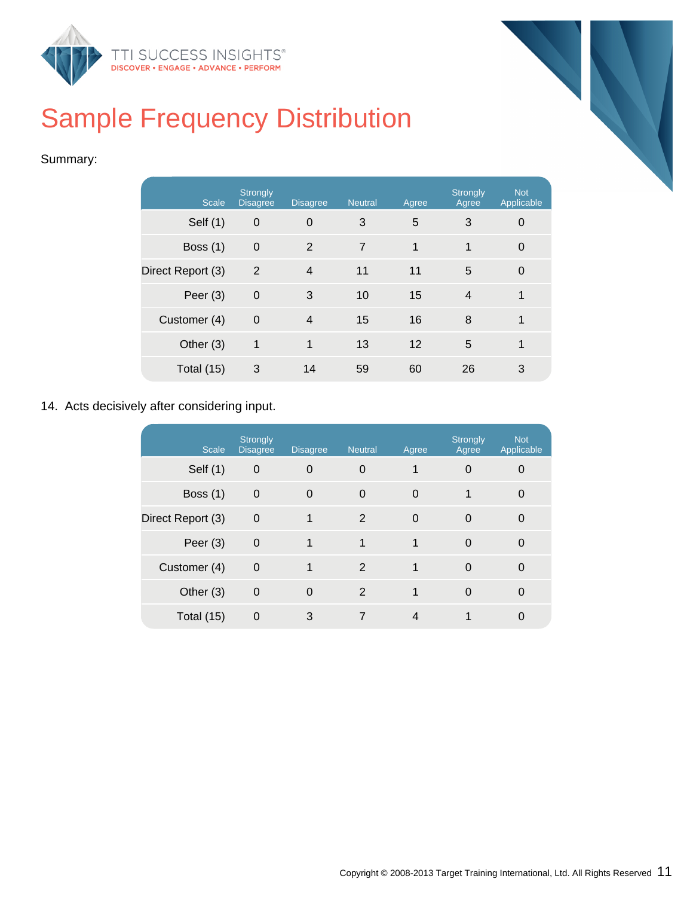# Sample Frequency Distribution

Summary:

| Scale | Strongly Disagree | Disagree | Neutral | Agree | Strongly Agree | Not Applicable |
|---|---|---|---|---|---|---|
| Self (1) | 0 | 0 | 3 | 5 | 3 | 0 |
| Boss (1) | 0 | 2 | 7 | 1 | 1 | 0 |
| Direct Report (3) | 2 | 4 | 11 | 11 | 5 | 0 |
| Peer (3) | 0 | 3 | 10 | 15 | 4 | 1 |
| Customer (4) | 0 | 4 | 15 | 16 | 8 | 1 |
| Other (3) | 1 | 1 | 13 | 12 | 5 | 1 |
| Total (15) | 3 | 14 | 59 | 60 | 26 | 3 |

14. Acts decisively after considering input.

| Scale | Strongly Disagree | Disagree | Neutral | Agree | Strongly Agree | Not Applicable |
|---|---|---|---|---|---|---|
| Self (1) | 0 | 0 | 0 | 1 | 0 | 0 |
| Boss (1) | 0 | 0 | 0 | 0 | 1 | 0 |
| Direct Report (3) | 0 | 1 | 2 | 0 | 0 | 0 |
| Peer (3) | 0 | 1 | 1 | 1 | 0 | 0 |
| Customer (4) | 0 | 1 | 2 | 1 | 0 | 0 |
| Other (3) | 0 | 0 | 2 | 1 | 0 | 0 |
| Total (15) | 0 | 3 | 7 | 4 | 1 | 0 |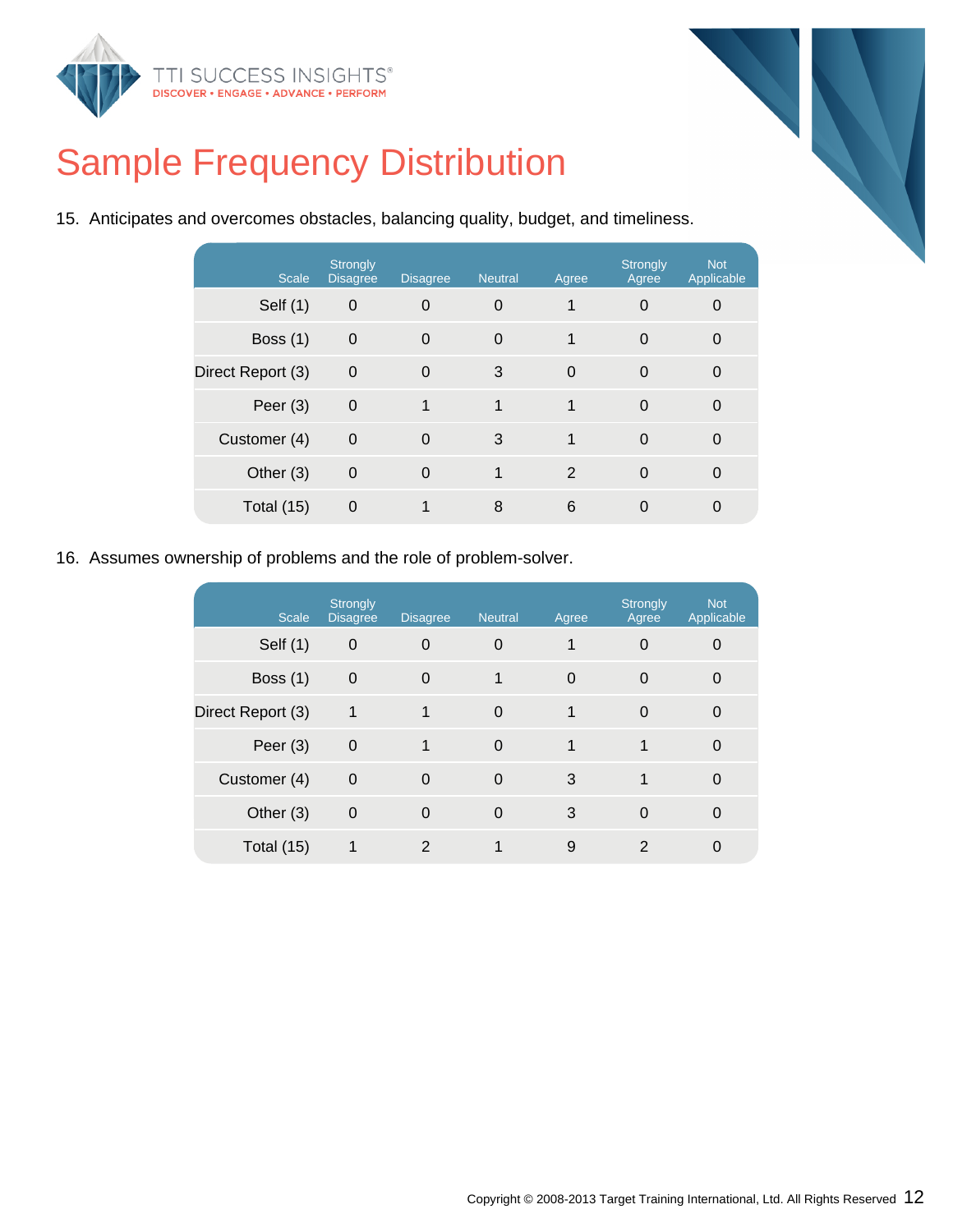# Sample Frequency Distribution

15. Anticipates and overcomes obstacles, balancing quality, budget, and timeliness.

| Scale | Strongly Disagree | Disagree | Neutral | Agree | Strongly Agree | Not Applicable |
|---|---|---|---|---|---|---|
| Self (1) | 0 | 0 | 0 | 1 | 0 | 0 |
| Boss (1) | 0 | 0 | 0 | 1 | 0 | 0 |
| Direct Report (3) | 0 | 0 | 3 | 0 | 0 | 0 |
| Peer (3) | 0 | 1 | 1 | 1 | 0 | 0 |
| Customer (4) | 0 | 0 | 3 | 1 | 0 | 0 |
| Other (3) | 0 | 0 | 1 | 2 | 0 | 0 |
| Total (15) | 0 | 1 | 8 | 6 | 0 | 0 |

16. Assumes ownership of problems and the role of problem-solver.

| Scale | Strongly Disagree | Disagree | Neutral | Agree | Strongly Agree | Not Applicable |
|---|---|---|---|---|---|---|
| Self (1) | 0 | 0 | 0 | 1 | 0 | 0 |
| Boss (1) | 0 | 0 | 1 | 0 | 0 | 0 |
| Direct Report (3) | 1 | 1 | 0 | 1 | 0 | 0 |
| Peer (3) | 0 | 1 | 0 | 1 | 1 | 0 |
| Customer (4) | 0 | 0 | 0 | 3 | 1 | 0 |
| Other (3) | 0 | 0 | 0 | 3 | 0 | 0 |
| Total (15) | 1 | 2 | 1 | 9 | 2 | 0 |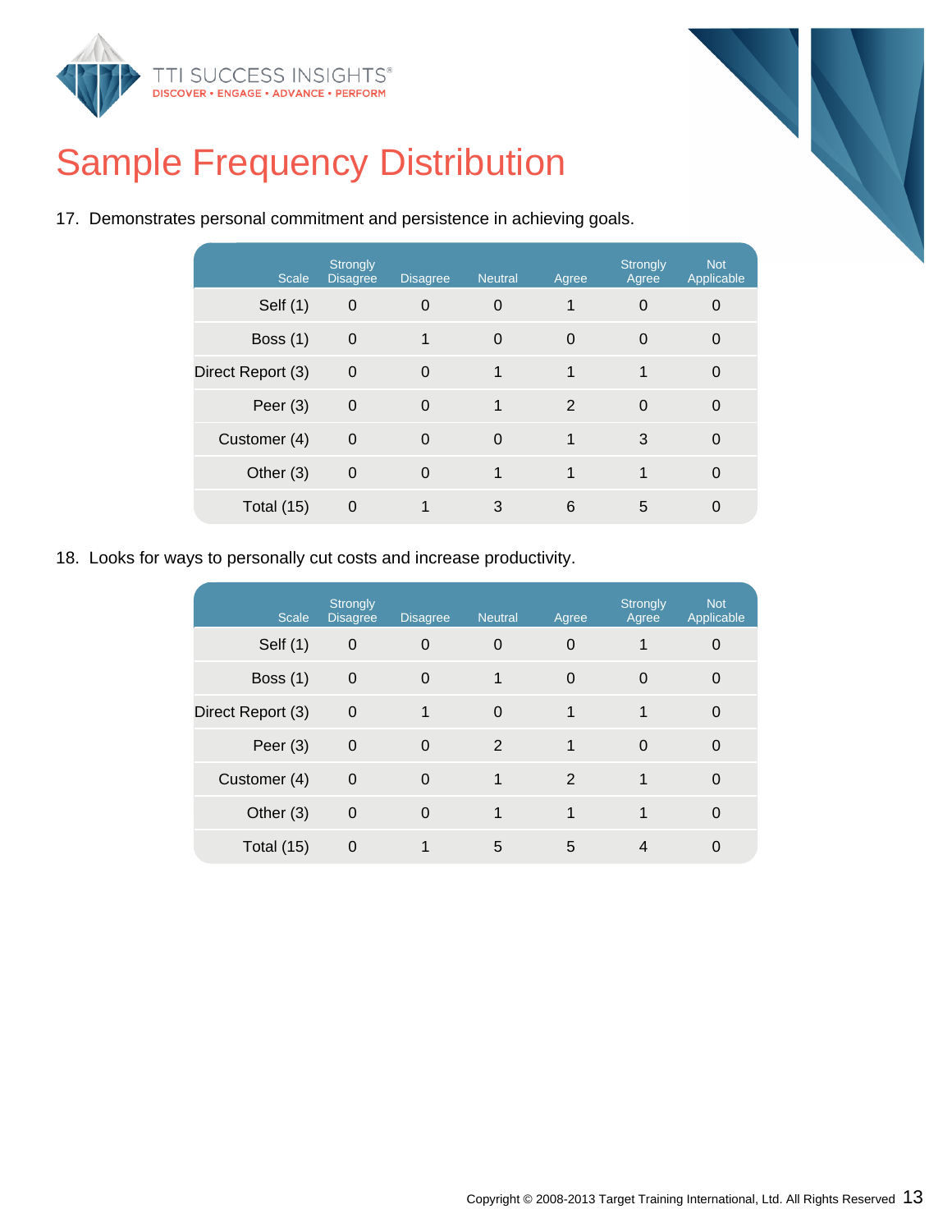# Sample Frequency Distribution

17. Demonstrates personal commitment and persistence in achieving goals.

| Scale | Strongly Disagree | Disagree | Neutral | Agree | Strongly Agree | Not Applicable |
|---|---|---|---|---|---|---|
| Self (1) | 0 | 0 | 0 | 1 | 0 | 0 |
| Boss (1) | 0 | 1 | 0 | 0 | 0 | 0 |
| Direct Report (3) | 0 | 0 | 1 | 1 | 1 | 0 |
| Peer (3) | 0 | 0 | 1 | 2 | 0 | 0 |
| Customer (4) | 0 | 0 | 0 | 1 | 3 | 0 |
| Other (3) | 0 | 0 | 1 | 1 | 1 | 0 |
| Total (15) | 0 | 1 | 3 | 6 | 5 | 0 |

18. Looks for ways to personally cut costs and increase productivity.

| Scale | Strongly Disagree | Disagree | Neutral | Agree | Strongly Agree | Not Applicable |
|---|---|---|---|---|---|---|
| Self (1) | 0 | 0 | 0 | 0 | 1 | 0 |
| Boss (1) | 0 | 0 | 1 | 0 | 0 | 0 |
| Direct Report (3) | 0 | 1 | 0 | 1 | 1 | 0 |
| Peer (3) | 0 | 0 | 2 | 1 | 0 | 0 |
| Customer (4) | 0 | 0 | 1 | 2 | 1 | 0 |
| Other (3) | 0 | 0 | 1 | 1 | 1 | 0 |
| Total (15) | 0 | 1 | 5 | 5 | 4 | 0 |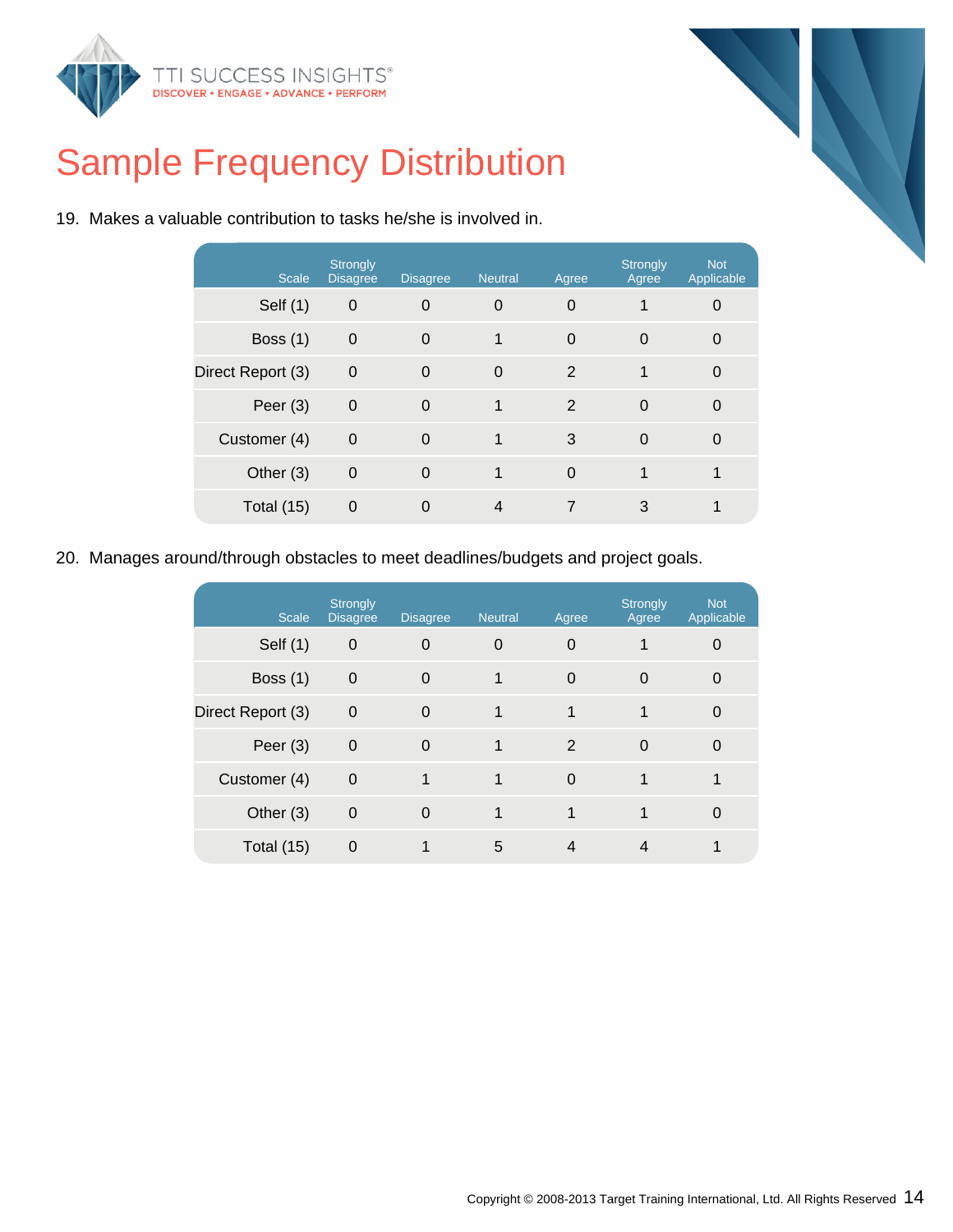# Sample Frequency Distribution

19. Makes a valuable contribution to tasks he/she is involved in.

| Scale | Strongly Disagree | Disagree | Neutral | Agree | Strongly Agree | Not Applicable |
|---|---|---|---|---|---|---|
| Self (1) | 0 | 0 | 0 | 0 | 1 | 0 |
| Boss (1) | 0 | 0 | 1 | 0 | 0 | 0 |
| Direct Report (3) | 0 | 0 | 0 | 2 | 1 | 0 |
| Peer (3) | 0 | 0 | 1 | 2 | 0 | 0 |
| Customer (4) | 0 | 0 | 1 | 3 | 0 | 0 |
| Other (3) | 0 | 0 | 1 | 0 | 1 | 1 |
| Total (15) | 0 | 0 | 4 | 7 | 3 | 1 |

20. Manages around/through obstacles to meet deadlines/budgets and project goals.

| Scale | Strongly Disagree | Disagree | Neutral | Agree | Strongly Agree | Not Applicable |
|---|---|---|---|---|---|---|
| Self (1) | 0 | 0 | 0 | 0 | 1 | 0 |
| Boss (1) | 0 | 0 | 1 | 0 | 0 | 0 |
| Direct Report (3) | 0 | 0 | 1 | 1 | 1 | 0 |
| Peer (3) | 0 | 0 | 1 | 2 | 0 | 0 |
| Customer (4) | 0 | 1 | 1 | 0 | 1 | 1 |
| Other (3) | 0 | 0 | 1 | 1 | 1 | 0 |
| Total (15) | 0 | 1 | 5 | 4 | 4 | 1 |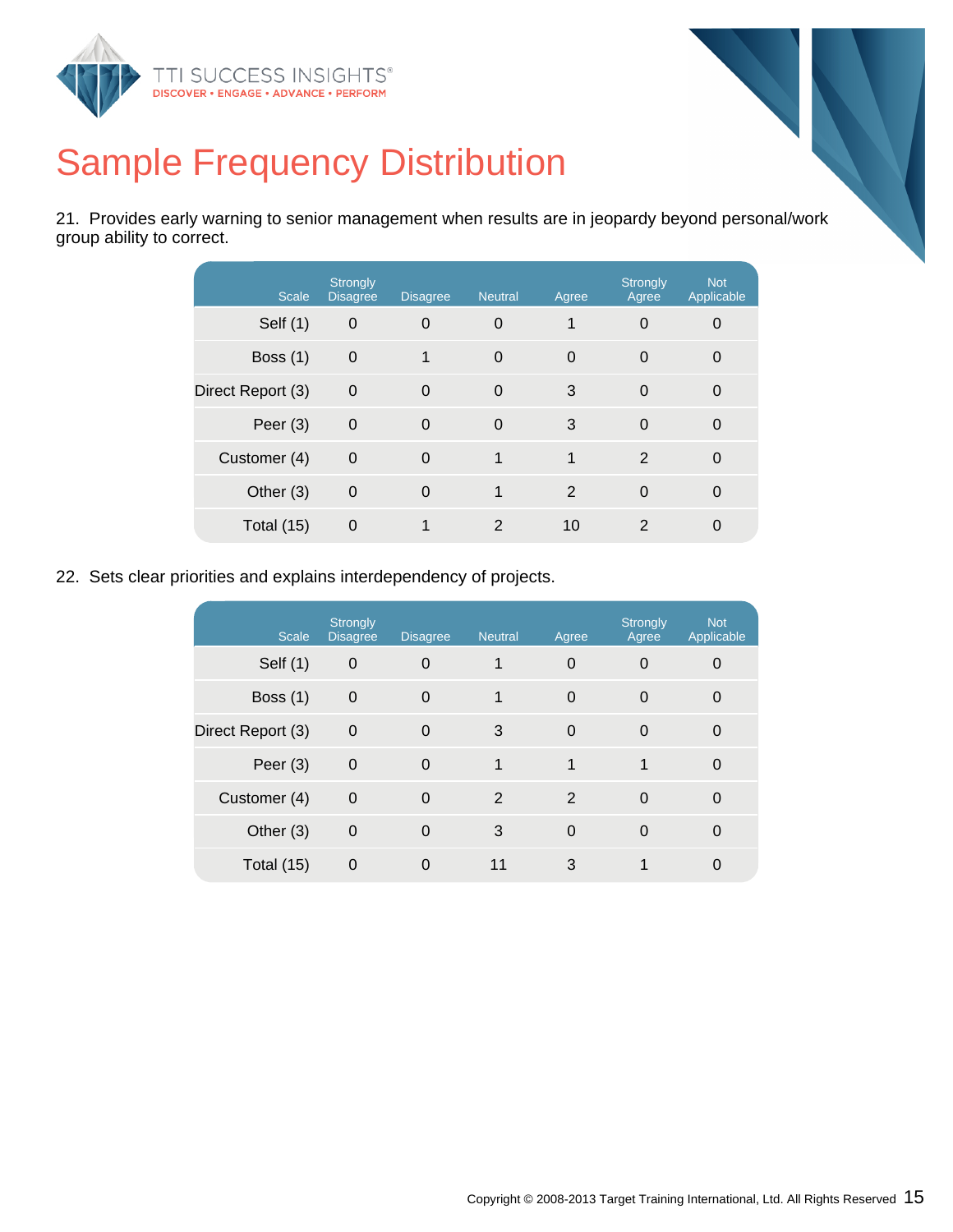# Sample Frequency Distribution

21. Provides early warning to senior management when results are in jeopardy beyond personal/work group ability to correct.

| Scale | Strongly Disagree | Disagree | Neutral | Agree | Strongly Agree | Not Applicable |
|---|---|---|---|---|---|---|
| Self (1) | 0 | 0 | 0 | 1 | 0 | 0 |
| Boss (1) | 0 | 1 | 0 | 0 | 0 | 0 |
| Direct Report (3) | 0 | 0 | 0 | 3 | 0 | 0 |
| Peer (3) | 0 | 0 | 0 | 3 | 0 | 0 |
| Customer (4) | 0 | 0 | 1 | 1 | 2 | 0 |
| Other (3) | 0 | 0 | 1 | 2 | 0 | 0 |
| Total (15) | 0 | 1 | 2 | 10 | 2 | 0 |

22. Sets clear priorities and explains interdependency of projects.

| Scale | Strongly Disagree | Disagree | Neutral | Agree | Strongly Agree | Not Applicable |
|---|---|---|---|---|---|---|
| Self (1) | 0 | 0 | 1 | 0 | 0 | 0 |
| Boss (1) | 0 | 0 | 1 | 0 | 0 | 0 |
| Direct Report (3) | 0 | 0 | 3 | 0 | 0 | 0 |
| Peer (3) | 0 | 0 | 1 | 1 | 1 | 0 |
| Customer (4) | 0 | 0 | 2 | 2 | 0 | 0 |
| Other (3) | 0 | 0 | 3 | 0 | 0 | 0 |
| Total (15) | 0 | 0 | 11 | 3 | 1 | 0 |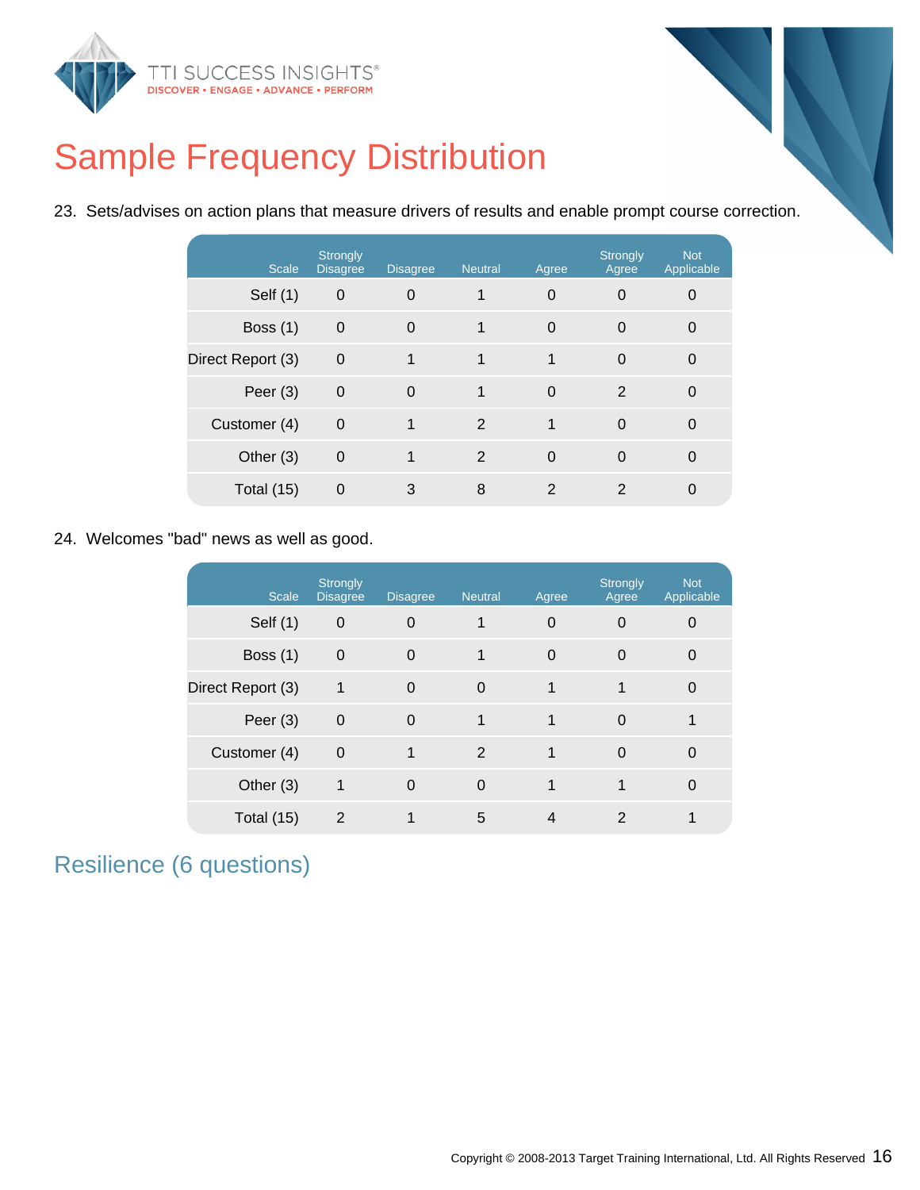# Sample Frequency Distribution

23. Sets/advises on action plans that measure drivers of results and enable prompt course correction.

| Scale | Strongly Disagree | Disagree | Neutral | Agree | Strongly Agree | Not Applicable |
|---|---|---|---|---|---|---|
| Self (1) | 0 | 0 | 1 | 0 | 0 | 0 |
| Boss (1) | 0 | 0 | 1 | 0 | 0 | 0 |
| Direct Report (3) | 0 | 1 | 1 | 1 | 0 | 0 |
| Peer (3) | 0 | 0 | 1 | 0 | 2 | 0 |
| Customer (4) | 0 | 1 | 2 | 1 | 0 | 0 |
| Other (3) | 0 | 1 | 2 | 0 | 0 | 0 |
| Total (15) | 0 | 3 | 8 | 2 | 2 | 0 |

24. Welcomes "bad" news as well as good.

| Scale | Strongly Disagree | Disagree | Neutral | Agree | Strongly Agree | Not Applicable |
|---|---|---|---|---|---|---|
| Self (1) | 0 | 0 | 1 | 0 | 0 | 0 |
| Boss (1) | 0 | 0 | 1 | 0 | 0 | 0 |
| Direct Report (3) | 1 | 0 | 0 | 1 | 1 | 0 |
| Peer (3) | 0 | 0 | 1 | 1 | 0 | 1 |
| Customer (4) | 0 | 1 | 2 | 1 | 0 | 0 |
| Other (3) | 1 | 0 | 0 | 1 | 1 | 0 |
| Total (15) | 2 | 1 | 5 | 4 | 2 | 1 |

## Resilience (6 questions)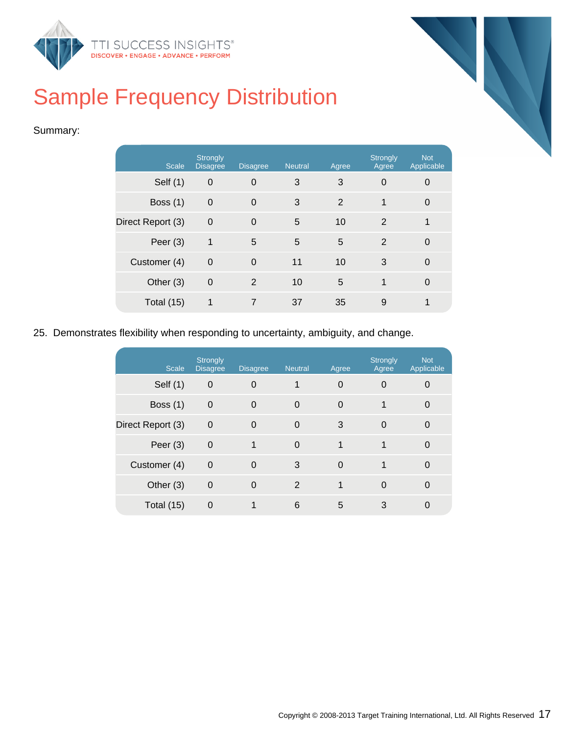# Sample Frequency Distribution

Summary:

| Scale | Strongly Disagree | Disagree | Neutral | Agree | Strongly Agree | Not Applicable |
|---|---|---|---|---|---|---|
| Self (1) | 0 | 0 | 3 | 3 | 0 | 0 |
| Boss (1) | 0 | 0 | 3 | 2 | 1 | 0 |
| Direct Report (3) | 0 | 0 | 5 | 10 | 2 | 1 |
| Peer (3) | 1 | 5 | 5 | 5 | 2 | 0 |
| Customer (4) | 0 | 0 | 11 | 10 | 3 | 0 |
| Other (3) | 0 | 2 | 10 | 5 | 1 | 0 |
| Total (15) | 1 | 7 | 37 | 35 | 9 | 1 |

25. Demonstrates flexibility when responding to uncertainty, ambiguity, and change.

| Scale | Strongly Disagree | Disagree | Neutral | Agree | Strongly Agree | Not Applicable |
|---|---|---|---|---|---|---|
| Self (1) | 0 | 0 | 1 | 0 | 0 | 0 |
| Boss (1) | 0 | 0 | 0 | 0 | 1 | 0 |
| Direct Report (3) | 0 | 0 | 0 | 3 | 0 | 0 |
| Peer (3) | 0 | 1 | 0 | 1 | 1 | 0 |
| Customer (4) | 0 | 0 | 3 | 0 | 1 | 0 |
| Other (3) | 0 | 0 | 2 | 1 | 0 | 0 |
| Total (15) | 0 | 1 | 6 | 5 | 3 | 0 |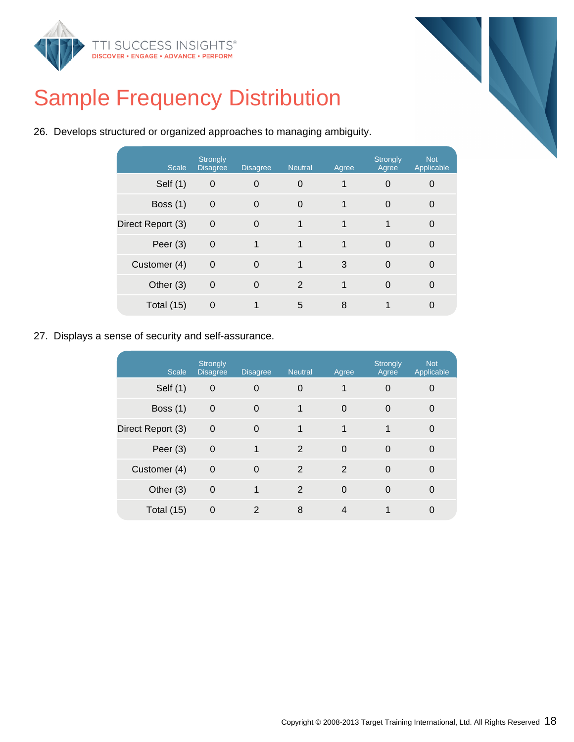# Sample Frequency Distribution

26. Develops structured or organized approaches to managing ambiguity.

| Scale | Strongly Disagree | Disagree | Neutral | Agree | Strongly Agree | Not Applicable |
| --- | --- | --- | --- | --- | --- | --- |
| Self (1) | 0 | 0 | 0 | 1 | 0 | 0 |
| Boss (1) | 0 | 0 | 0 | 1 | 0 | 0 |
| Direct Report (3) | 0 | 0 | 1 | 1 | 1 | 0 |
| Peer (3) | 0 | 1 | 1 | 1 | 0 | 0 |
| Customer (4) | 0 | 0 | 1 | 3 | 0 | 0 |
| Other (3) | 0 | 0 | 2 | 1 | 0 | 0 |
| Total (15) | 0 | 1 | 5 | 8 | 1 | 0 |

27. Displays a sense of security and self-assurance.

| Scale | Strongly Disagree | Disagree | Neutral | Agree | Strongly Agree | Not Applicable |
| --- | --- | --- | --- | --- | --- | --- |
| Self (1) | 0 | 0 | 0 | 1 | 0 | 0 |
| Boss (1) | 0 | 0 | 1 | 0 | 0 | 0 |
| Direct Report (3) | 0 | 0 | 1 | 1 | 1 | 0 |
| Peer (3) | 0 | 1 | 2 | 0 | 0 | 0 |
| Customer (4) | 0 | 0 | 2 | 2 | 0 | 0 |
| Other (3) | 0 | 1 | 2 | 0 | 0 | 0 |
| Total (15) | 0 | 2 | 8 | 4 | 1 | 0 |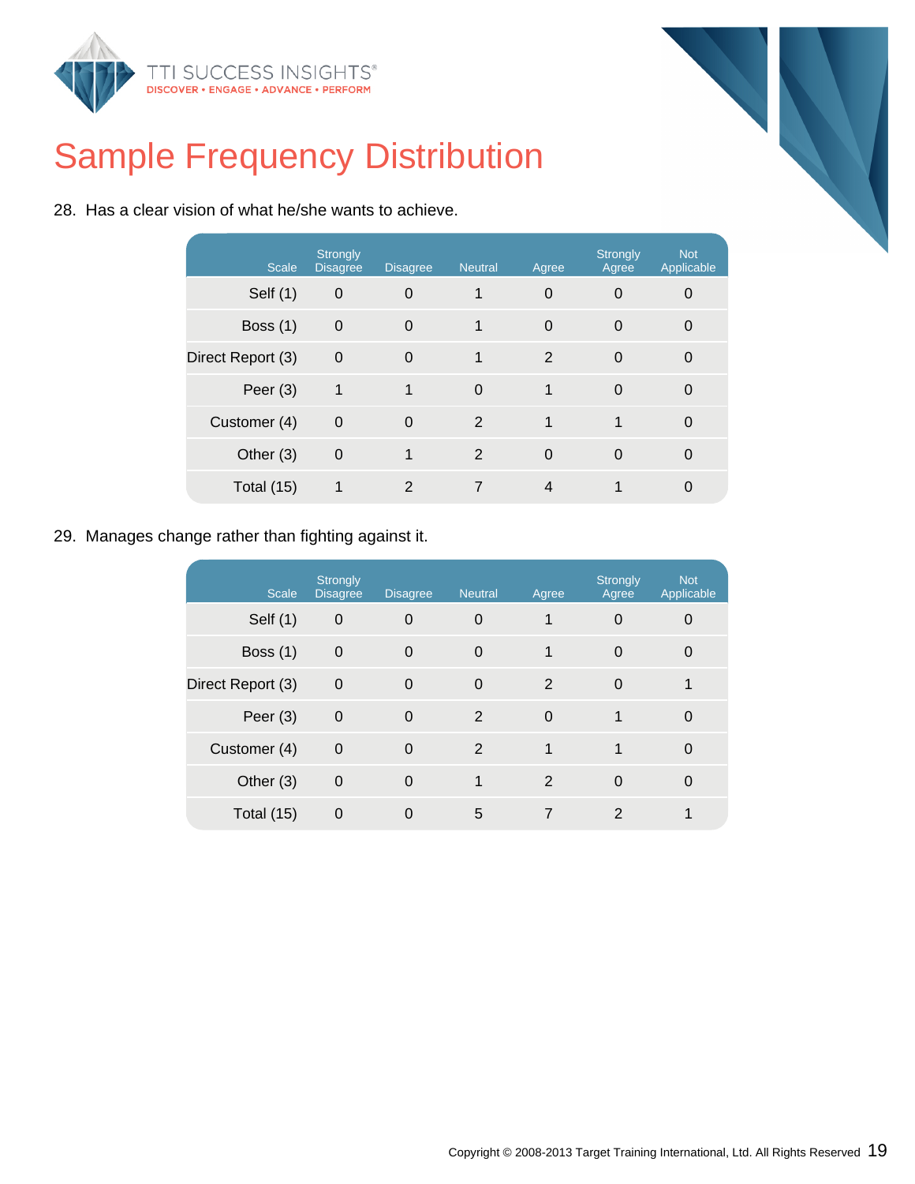# Sample Frequency Distribution

28. Has a clear vision of what he/she wants to achieve.

| Scale | Strongly Disagree | Disagree | Neutral | Agree | Strongly Agree | Not Applicable |
|---|---|---|---|---|---|---|
| Self (1) | 0 | 0 | 1 | 0 | 0 | 0 |
| Boss (1) | 0 | 0 | 1 | 0 | 0 | 0 |
| Direct Report (3) | 0 | 0 | 1 | 2 | 0 | 0 |
| Peer (3) | 1 | 1 | 0 | 1 | 0 | 0 |
| Customer (4) | 0 | 0 | 2 | 1 | 1 | 0 |
| Other (3) | 0 | 1 | 2 | 0 | 0 | 0 |
| Total (15) | 1 | 2 | 7 | 4 | 1 | 0 |

29. Manages change rather than fighting against it.

| Scale | Strongly Disagree | Disagree | Neutral | Agree | Strongly Agree | Not Applicable |
|---|---|---|---|---|---|---|
| Self (1) | 0 | 0 | 0 | 1 | 0 | 0 |
| Boss (1) | 0 | 0 | 0 | 1 | 0 | 0 |
| Direct Report (3) | 0 | 0 | 0 | 2 | 0 | 1 |
| Peer (3) | 0 | 0 | 2 | 0 | 1 | 0 |
| Customer (4) | 0 | 0 | 2 | 1 | 1 | 0 |
| Other (3) | 0 | 0 | 1 | 2 | 0 | 0 |
| Total (15) | 0 | 0 | 5 | 7 | 2 | 1 |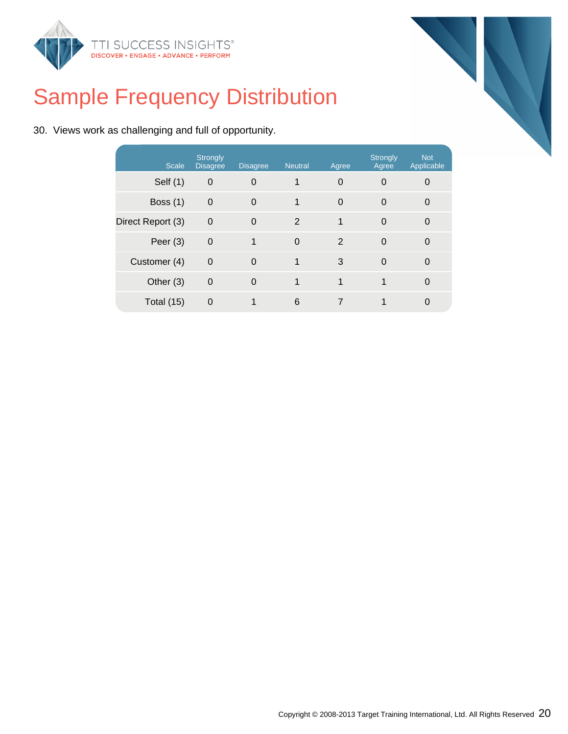# Sample Frequency Distribution

30. Views work as challenging and full of opportunity.

| Scale | Strongly Disagree | Disagree | Neutral | Agree | Strongly Agree | Not Applicable |
|---|---|---|---|---|---|---|
| Self (1) | 0 | 0 | 1 | 0 | 0 | 0 |
| Boss (1) | 0 | 0 | 1 | 0 | 0 | 0 |
| Direct Report (3) | 0 | 0 | 2 | 1 | 0 | 0 |
| Peer (3) | 0 | 1 | 0 | 2 | 0 | 0 |
| Customer (4) | 0 | 0 | 1 | 3 | 0 | 0 |
| Other (3) | 0 | 0 | 1 | 1 | 1 | 0 |
| Total (15) | 0 | 1 | 6 | 7 | 1 | 0 |

Copyright © 2008-2013 Target Training International, Ltd. All Rights Reserved